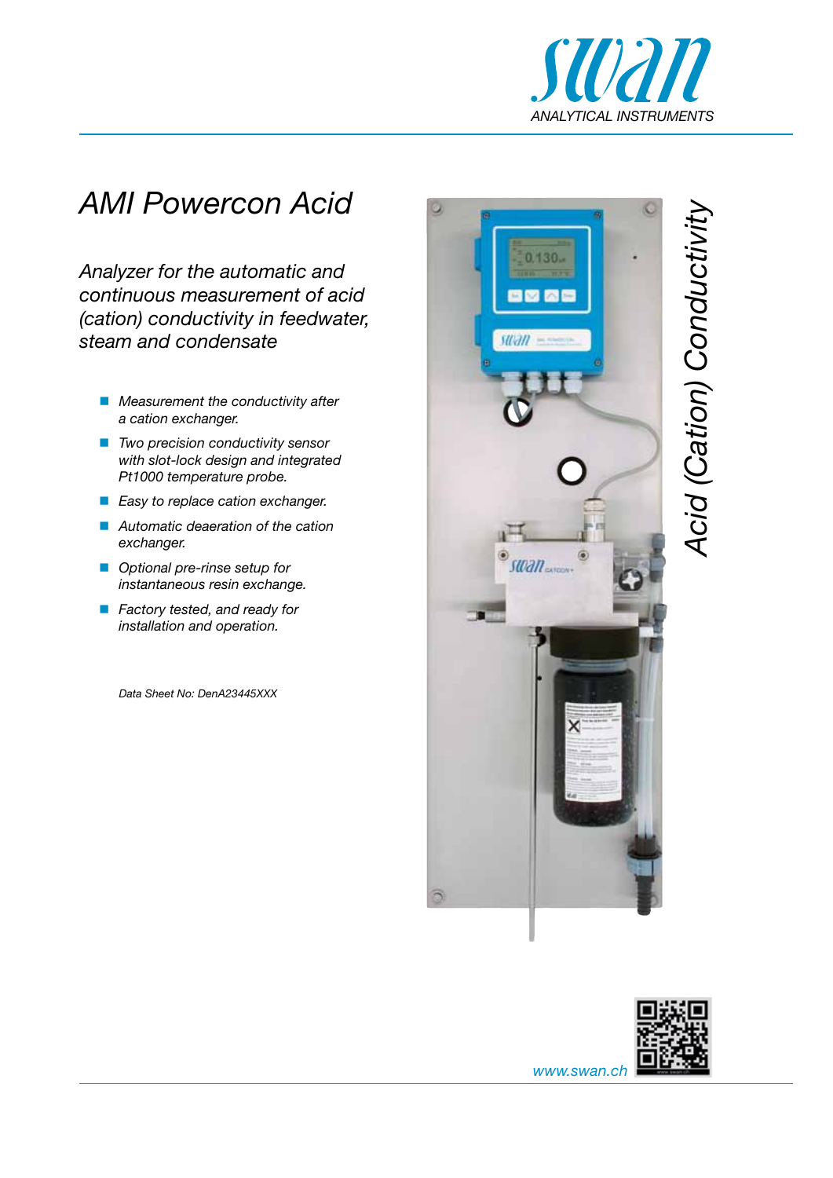# AMI Powercon Acid

*Analyzer for the automatic and continuous measurement of acid (cation) conductivity in feedwater, steam and condensate*

- *Measurement the conductivity after a cation exchanger.*
- *Two precision conductivity sensor with slot-lock design and integrated Pt1000 temperature probe.*
- *Easy to replace cation exchanger.*
- *Automatic deaeration of the cation exchanger.*
- *Optional pre-rinse setup for instantaneous resin exchange.*
- *Factory tested, and ready for installation and operation.*

*Data Sheet No: DenA23445XXX*

*Acid (Cation) Conductivity*

*www.swan.ch*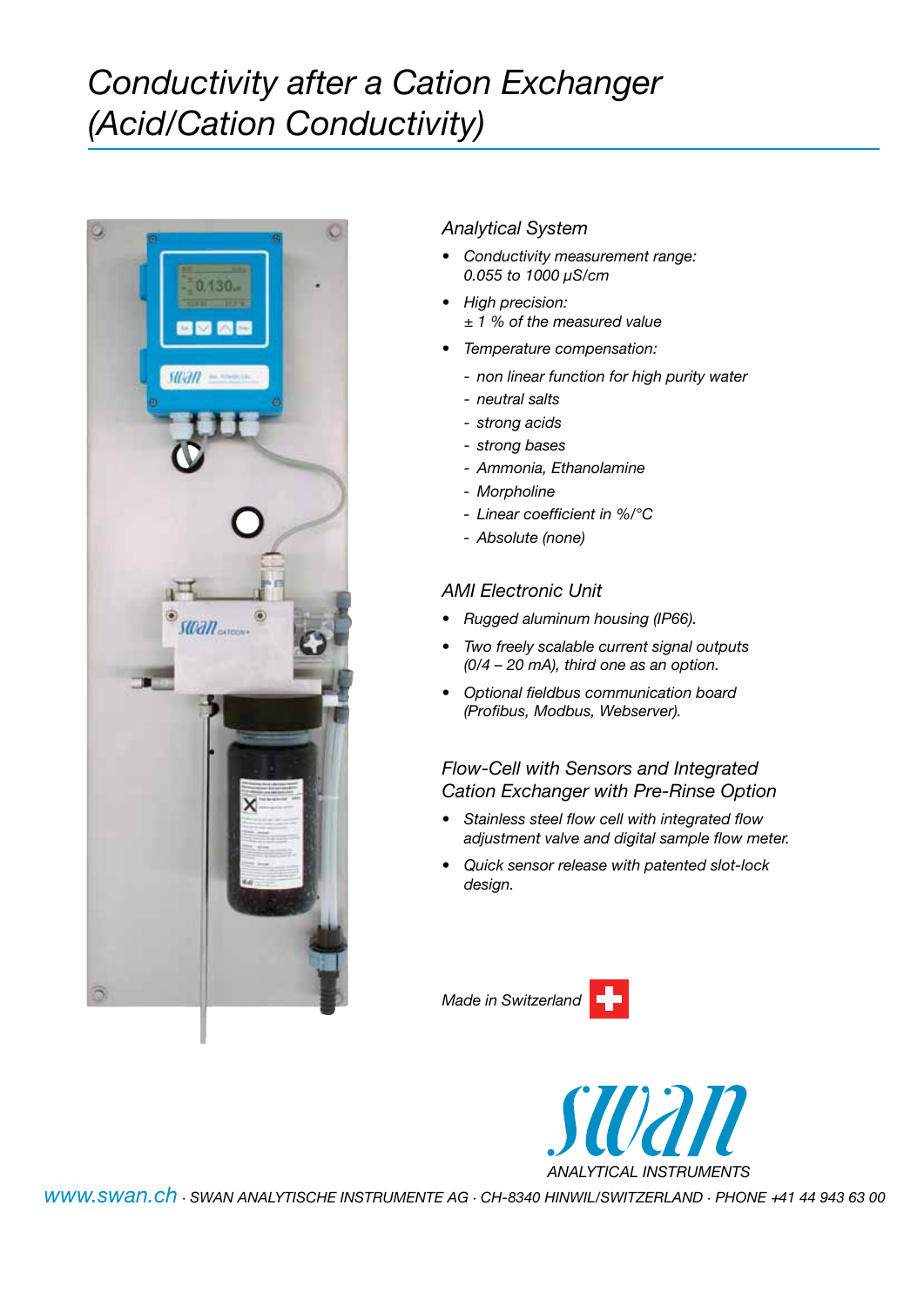# Conductivity after a Cation Exchanger (Acid/Cation Conductivity)

## Analytical System

- Conductivity measurement range: 0.055 to 1000 µS/cm
- High precision: ± 1 % of the measured value
- Temperature compensation:
  - non linear function for high purity water
  - neutral salts
  - strong acids
  - strong bases
  - Ammonia, Ethanolamine
  - Morpholine
  - Linear coefficient in %/°C
  - Absolute (none)

## AMI Electronic Unit

- Rugged aluminum housing (IP66).
- Two freely scalable current signal outputs (0/4 – 20 mA), third one as an option.
- Optional fieldbus communication board (Profibus, Modbus, Webserver).

## Flow-Cell with Sensors and Integrated Cation Exchanger with Pre-Rinse Option

- Stainless steel flow cell with integrated flow adjustment valve and digital sample flow meter.
- Quick sensor release with patented slot-lock design.

Made in Switzerland

swan
ANALYTICAL INSTRUMENTS

www.swan.ch · SWAN ANALYTISCHE INSTRUMENTE AG · CH-8340 HINWIL/SWITZERLAND · PHONE +41 44 943 63 00